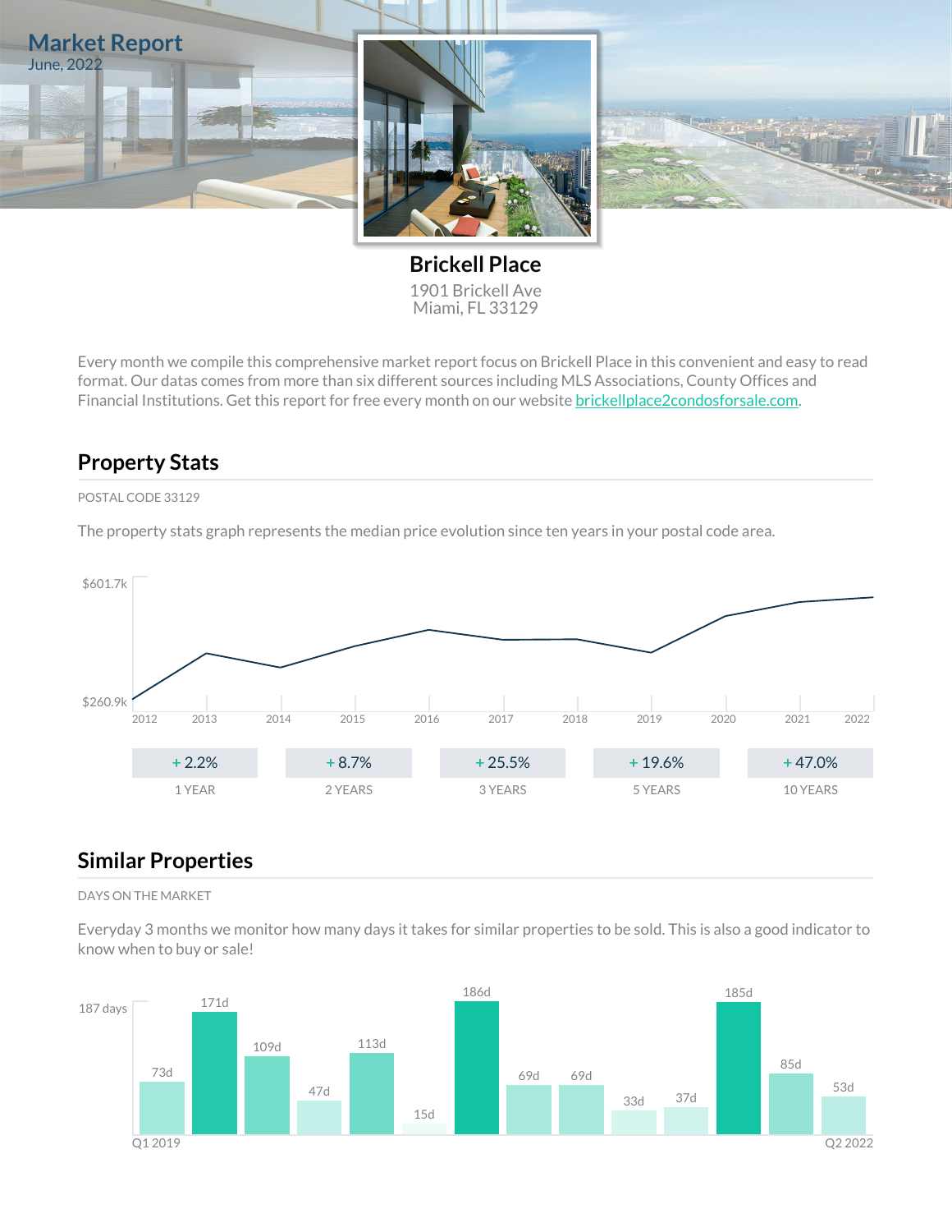# Market Report

June, 2022

## Brickell Place

1901 Brickell Ave
Miami, FL 33129

Every month we compile this comprehensive market report focus on Brickell Place in this convenient and easy to read format. Our datas comes from more than six different sources including MLS Associations, County Offices and Financial Institutions. Get this report for free every month on our website [brickellplace2condosforsale.com](brickellplace2condosforsale.com).

## Property Stats

POSTAL CODE 33129

The property stats graph represents the median price evolution since ten years in your postal code area.

$601.7k
$260.9k
2012 2013 2014 2015 2016 2017 2018 2019 2020 2021 2022

+ 2.2%
1 YEAR

+ 8.7%
2 YEARS

+ 25.5%
3 YEARS

+ 19.6%
5 YEARS

+ 47.0%
10 YEARS

## Similar Properties

DAYS ON THE MARKET

Everyday 3 months we monitor how many days it takes for similar properties to be sold. This is also a good indicator to know when to buy or sale!

187 days

73d 171d 109d 47d 113d 15d 186d 69d 69d 33d 37d 185d 85d 53d

Q1 2019
Q2 2022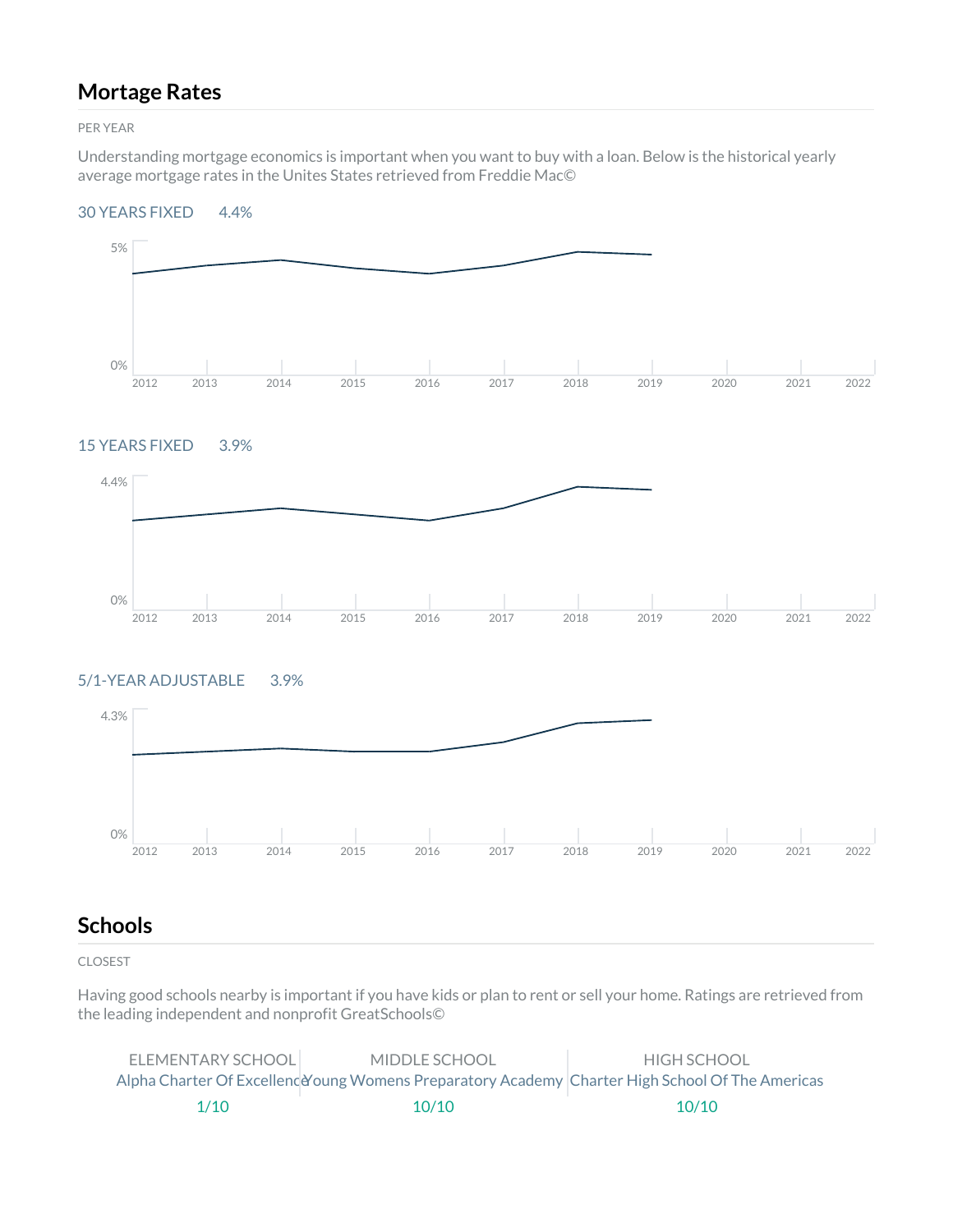## Mortage Rates

PER YEAR

Understanding mortgage economics is important when you want to buy with a loan. Below is the historical yearly average mortgage rates in the Unites States retrieved from Freddie Mac©

30 YEARS FIXED 4.4%

5%
0%
2012 2013 2014 2015 2016 2017 2018 2019 2020 2021 2022

15 YEARS FIXED 3.9%

4.4%
0%
2012 2013 2014 2015 2016 2017 2018 2019 2020 2021 2022

5/1-YEAR ADJUSTABLE 3.9%

4.3%
0%
2012 2013 2014 2015 2016 2017 2018 2019 2020 2021 2022

## Schools

CLOSEST

Having good schools nearby is important if you have kids or plan to rent or sell your home. Ratings are retrieved from the leading independent and nonprofit GreatSchools©

| ELEMENTARY SCHOOL | MIDDLE SCHOOL | HIGH SCHOOL |
|---|---|---|
| Alpha Charter Of Excellence | Young Womens Preparatory Academy | Charter High School Of The Americas |
| 1/10 | 10/10 | 10/10 |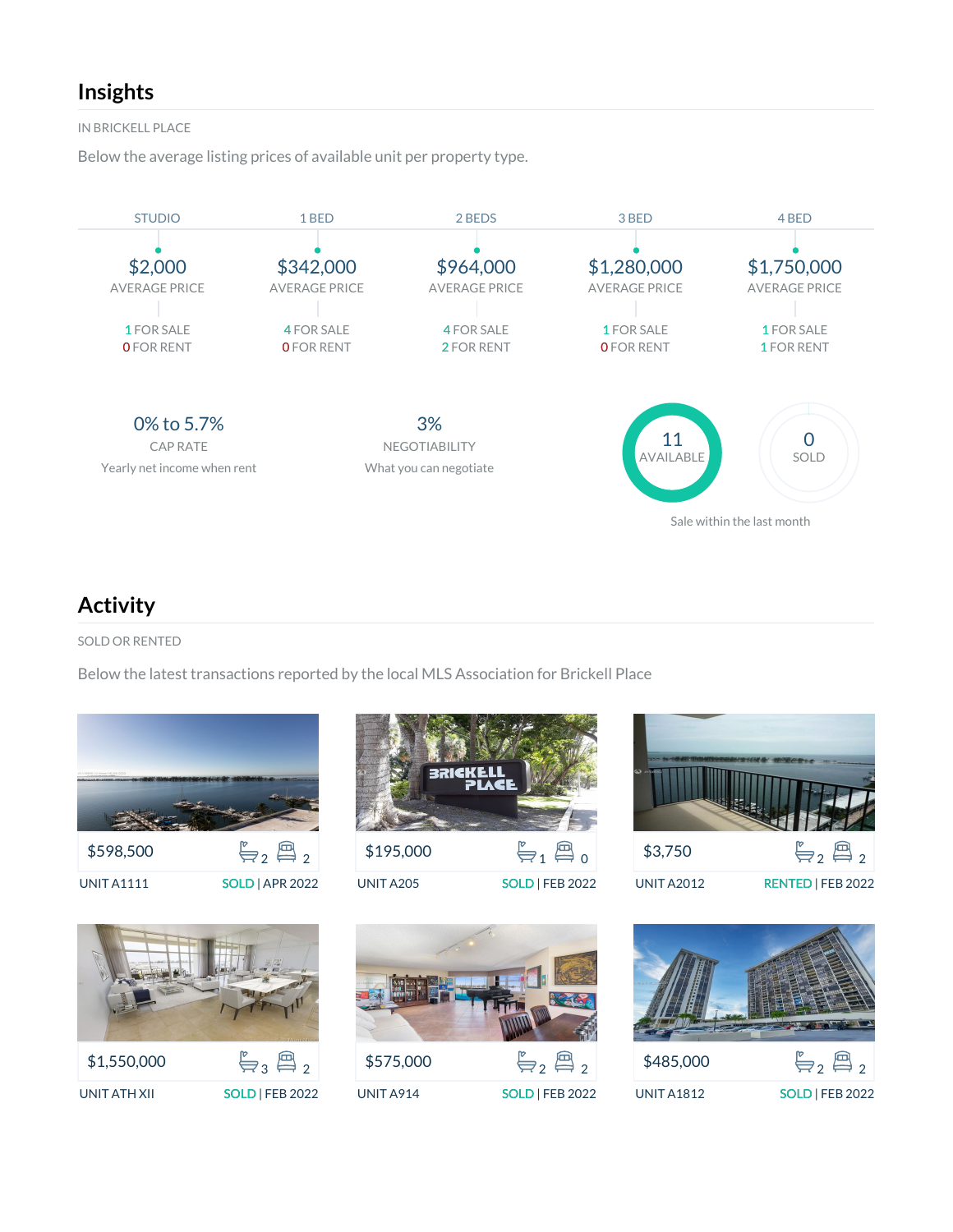## Insights

IN BRICKELL PLACE

Below the average listing prices of available unit per property type.

| STUDIO | 1 BED | 2 BEDS | 3 BED | 4 BED |
|---|---|---|---|---|
| $2,000 | $342,000 | $964,000 | $1,280,000 | $1,750,000 |
| AVERAGE PRICE | AVERAGE PRICE | AVERAGE PRICE | AVERAGE PRICE | AVERAGE PRICE |
| 1 FOR SALE | 4 FOR SALE | 4 FOR SALE | 1 FOR SALE | 1 FOR SALE |
| 0 FOR RENT | 0 FOR RENT | 2 FOR RENT | 0 FOR RENT | 1 FOR RENT |

0% to 5.7%
CAP RATE
Yearly net income when rent

3%
NEGOTIABILITY
What you can negotiate

11
AVAILABLE

0
SOLD

Sale within the last month

## Activity

SOLD OR RENTED

Below the latest transactions reported by the local MLS Association for Brickell Place

$598,500 — 2 baths, 2 beds
UNIT A1111 — SOLD | APR 2022

$195,000 — 1 bath, 0 beds
UNIT A205 — SOLD | FEB 2022

$3,750 — 2 baths, 2 beds
UNIT A2012 — RENTED | FEB 2022

$1,550,000 — 3 baths, 2 beds
UNIT ATH XII — SOLD | FEB 2022

$575,000 — 2 baths, 2 beds
UNIT A914 — SOLD | FEB 2022

$485,000 — 2 baths, 2 beds
UNIT A1812 — SOLD | FEB 2022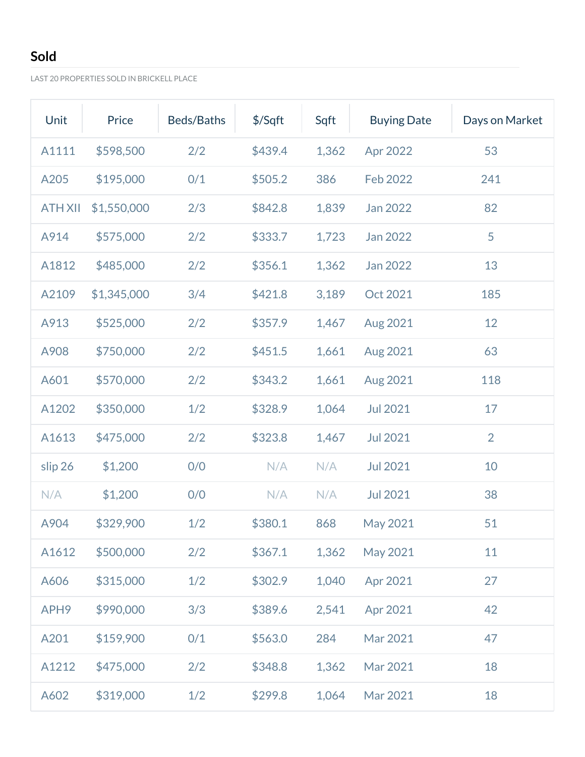## Sold

LAST 20 PROPERTIES SOLD IN BRICKELL PLACE

| Unit | Price | Beds/Baths | $/Sqft | Sqft | Buying Date | Days on Market |
|---|---|---|---|---|---|---|
| A1111 | $598,500 | 2/2 | $439.4 | 1,362 | Apr 2022 | 53 |
| A205 | $195,000 | 0/1 | $505.2 | 386 | Feb 2022 | 241 |
| ATH XII | $1,550,000 | 2/3 | $842.8 | 1,839 | Jan 2022 | 82 |
| A914 | $575,000 | 2/2 | $333.7 | 1,723 | Jan 2022 | 5 |
| A1812 | $485,000 | 2/2 | $356.1 | 1,362 | Jan 2022 | 13 |
| A2109 | $1,345,000 | 3/4 | $421.8 | 3,189 | Oct 2021 | 185 |
| A913 | $525,000 | 2/2 | $357.9 | 1,467 | Aug 2021 | 12 |
| A908 | $750,000 | 2/2 | $451.5 | 1,661 | Aug 2021 | 63 |
| A601 | $570,000 | 2/2 | $343.2 | 1,661 | Aug 2021 | 118 |
| A1202 | $350,000 | 1/2 | $328.9 | 1,064 | Jul 2021 | 17 |
| A1613 | $475,000 | 2/2 | $323.8 | 1,467 | Jul 2021 | 2 |
| slip 26 | $1,200 | 0/0 | N/A | N/A | Jul 2021 | 10 |
| N/A | $1,200 | 0/0 | N/A | N/A | Jul 2021 | 38 |
| A904 | $329,900 | 1/2 | $380.1 | 868 | May 2021 | 51 |
| A1612 | $500,000 | 2/2 | $367.1 | 1,362 | May 2021 | 11 |
| A606 | $315,000 | 1/2 | $302.9 | 1,040 | Apr 2021 | 27 |
| APH9 | $990,000 | 3/3 | $389.6 | 2,541 | Apr 2021 | 42 |
| A201 | $159,900 | 0/1 | $563.0 | 284 | Mar 2021 | 47 |
| A1212 | $475,000 | 2/2 | $348.8 | 1,362 | Mar 2021 | 18 |
| A602 | $319,000 | 1/2 | $299.8 | 1,064 | Mar 2021 | 18 |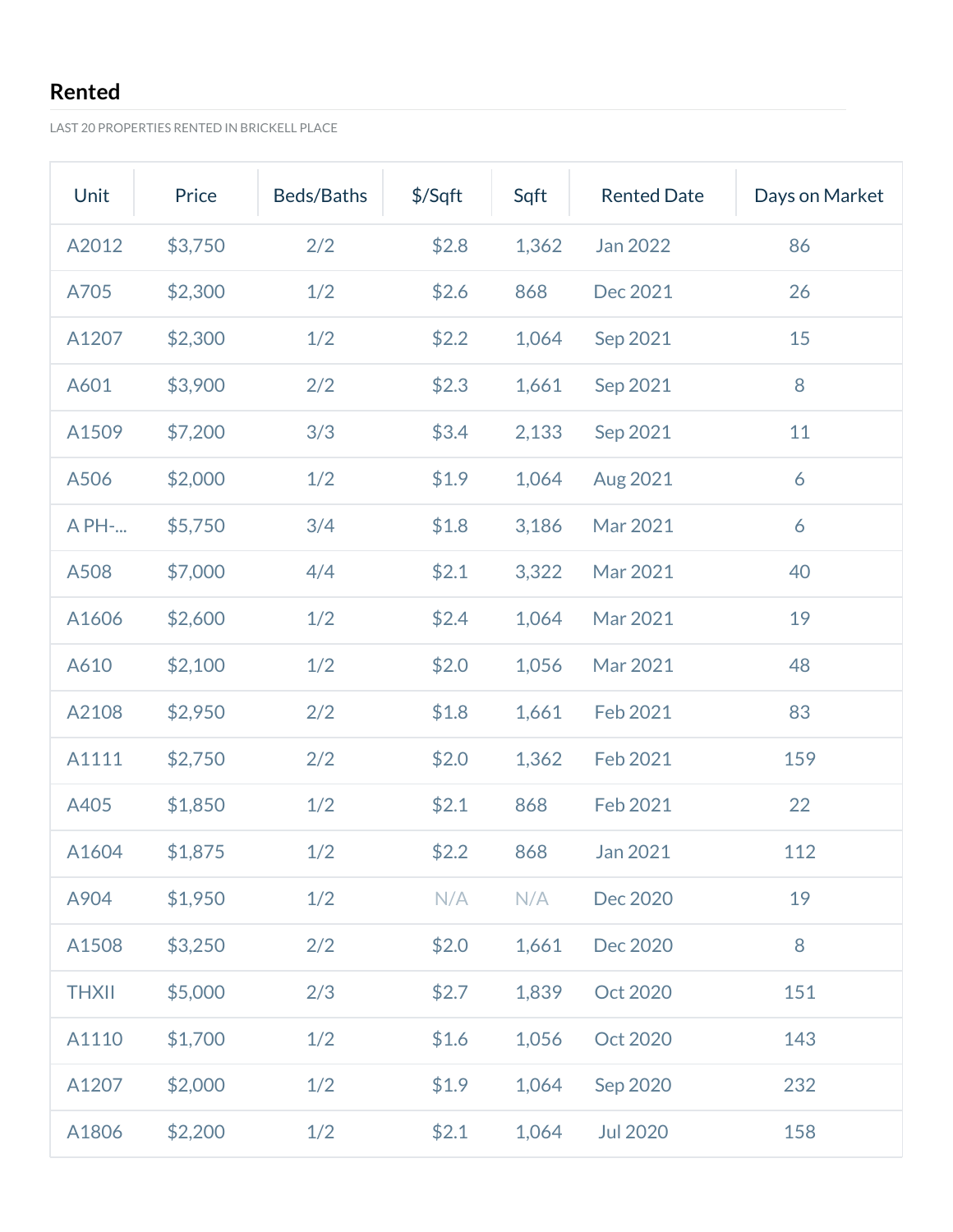## Rented

LAST 20 PROPERTIES RENTED IN BRICKELL PLACE

| Unit | Price | Beds/Baths | $/Sqft | Sqft | Rented Date | Days on Market |
|---|---|---|---|---|---|---|
| A2012 | $3,750 | 2/2 | $2.8 | 1,362 | Jan 2022 | 86 |
| A705 | $2,300 | 1/2 | $2.6 | 868 | Dec 2021 | 26 |
| A1207 | $2,300 | 1/2 | $2.2 | 1,064 | Sep 2021 | 15 |
| A601 | $3,900 | 2/2 | $2.3 | 1,661 | Sep 2021 | 8 |
| A1509 | $7,200 | 3/3 | $3.4 | 2,133 | Sep 2021 | 11 |
| A506 | $2,000 | 1/2 | $1.9 | 1,064 | Aug 2021 | 6 |
| A PH-... | $5,750 | 3/4 | $1.8 | 3,186 | Mar 2021 | 6 |
| A508 | $7,000 | 4/4 | $2.1 | 3,322 | Mar 2021 | 40 |
| A1606 | $2,600 | 1/2 | $2.4 | 1,064 | Mar 2021 | 19 |
| A610 | $2,100 | 1/2 | $2.0 | 1,056 | Mar 2021 | 48 |
| A2108 | $2,950 | 2/2 | $1.8 | 1,661 | Feb 2021 | 83 |
| A1111 | $2,750 | 2/2 | $2.0 | 1,362 | Feb 2021 | 159 |
| A405 | $1,850 | 1/2 | $2.1 | 868 | Feb 2021 | 22 |
| A1604 | $1,875 | 1/2 | $2.2 | 868 | Jan 2021 | 112 |
| A904 | $1,950 | 1/2 | N/A | N/A | Dec 2020 | 19 |
| A1508 | $3,250 | 2/2 | $2.0 | 1,661 | Dec 2020 | 8 |
| THXII | $5,000 | 2/3 | $2.7 | 1,839 | Oct 2020 | 151 |
| A1110 | $1,700 | 1/2 | $1.6 | 1,056 | Oct 2020 | 143 |
| A1207 | $2,000 | 1/2 | $1.9 | 1,064 | Sep 2020 | 232 |
| A1806 | $2,200 | 1/2 | $2.1 | 1,064 | Jul 2020 | 158 |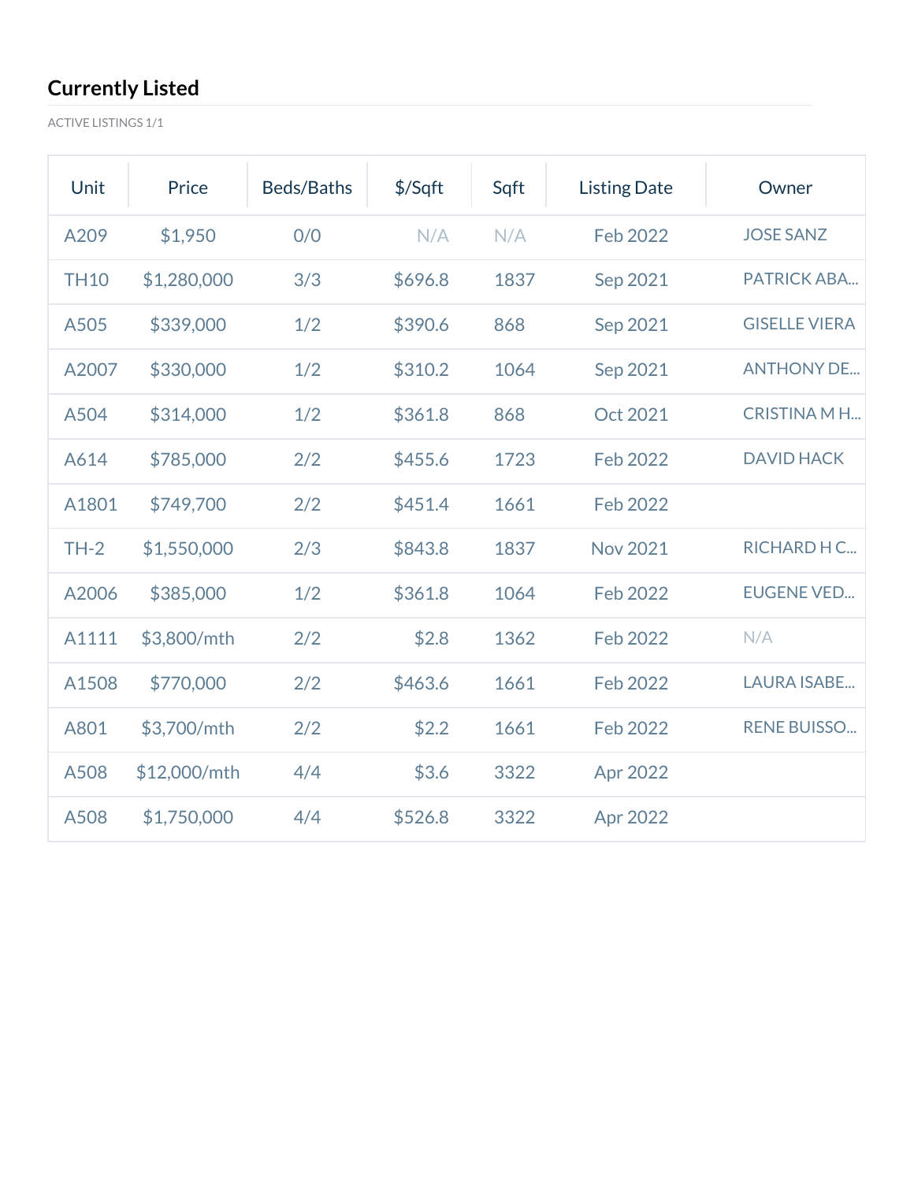## Currently Listed

ACTIVE LISTINGS 1/1

| Unit | Price | Beds/Baths | $/Sqft | Sqft | Listing Date | Owner |
|---|---|---|---|---|---|---|
| A209 | $1,950 | 0/0 | N/A | N/A | Feb 2022 | JOSE SANZ |
| TH10 | $1,280,000 | 3/3 | $696.8 | 1837 | Sep 2021 | PATRICK ABA... |
| A505 | $339,000 | 1/2 | $390.6 | 868 | Sep 2021 | GISELLE VIERA |
| A2007 | $330,000 | 1/2 | $310.2 | 1064 | Sep 2021 | ANTHONY DE... |
| A504 | $314,000 | 1/2 | $361.8 | 868 | Oct 2021 | CRISTINA M H... |
| A614 | $785,000 | 2/2 | $455.6 | 1723 | Feb 2022 | DAVID HACK |
| A1801 | $749,700 | 2/2 | $451.4 | 1661 | Feb 2022 | |
| TH-2 | $1,550,000 | 2/3 | $843.8 | 1837 | Nov 2021 | RICHARD H C... |
| A2006 | $385,000 | 1/2 | $361.8 | 1064 | Feb 2022 | EUGENE VED... |
| A1111 | $3,800/mth | 2/2 | $2.8 | 1362 | Feb 2022 | N/A |
| A1508 | $770,000 | 2/2 | $463.6 | 1661 | Feb 2022 | LAURA ISABE... |
| A801 | $3,700/mth | 2/2 | $2.2 | 1661 | Feb 2022 | RENE BUISSO... |
| A508 | $12,000/mth | 4/4 | $3.6 | 3322 | Apr 2022 | |
| A508 | $1,750,000 | 4/4 | $526.8 | 3322 | Apr 2022 | |